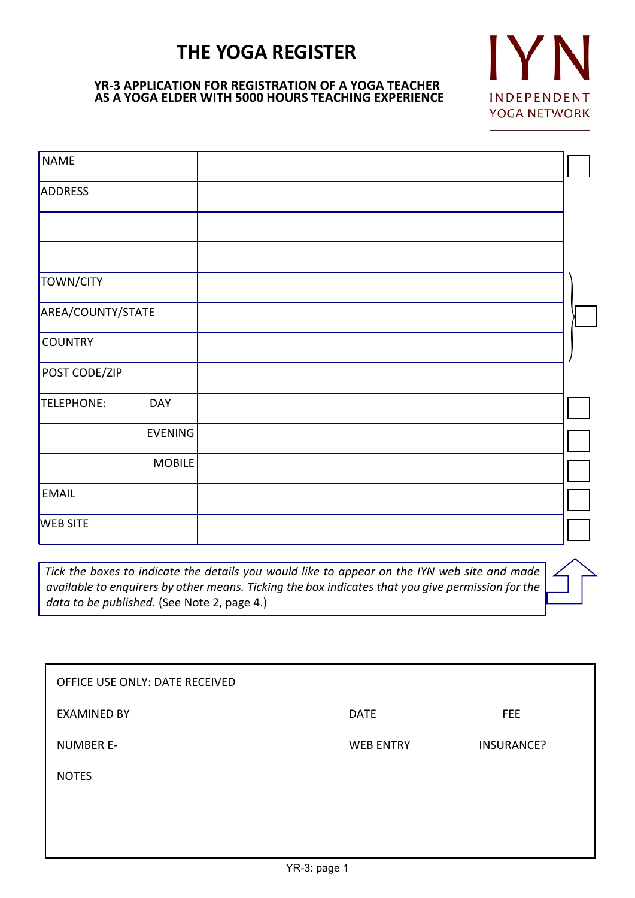# THE YOGA REGISTER

**YR-3 APPLICATION FOR REGISTRATION OF A YOGA TEACHER AS A YOGA ELDER WITH 5000 HOURS TEACHING EXPERIENCE**

INDEPENDENT YOGA NETWORK

| | | |
|---|---|---|
| NAME | | ☐ |
| ADDRESS | | |
| | | |
| | | |
| TOWN/CITY | | ☐ |
| AREA/COUNTY/STATE | | |
| COUNTRY | | |
| POST CODE/ZIP | | |
| TELEPHONE: DAY | | ☐ |
| EVENING | | ☐ |
| MOBILE | | ☐ |
| EMAIL | | ☐ |
| WEB SITE | | ☐ |

*Tick the boxes to indicate the details you would like to appear on the IYN web site and made available to enquirers by other means. Ticking the box indicates that you give permission for the data to be published.* (See Note 2, page 4.)

| | | |
|---|---|---|
| OFFICE USE ONLY: DATE RECEIVED | | |
| EXAMINED BY | DATE | FEE |
| NUMBER E- | WEB ENTRY | INSURANCE? |
| NOTES | | |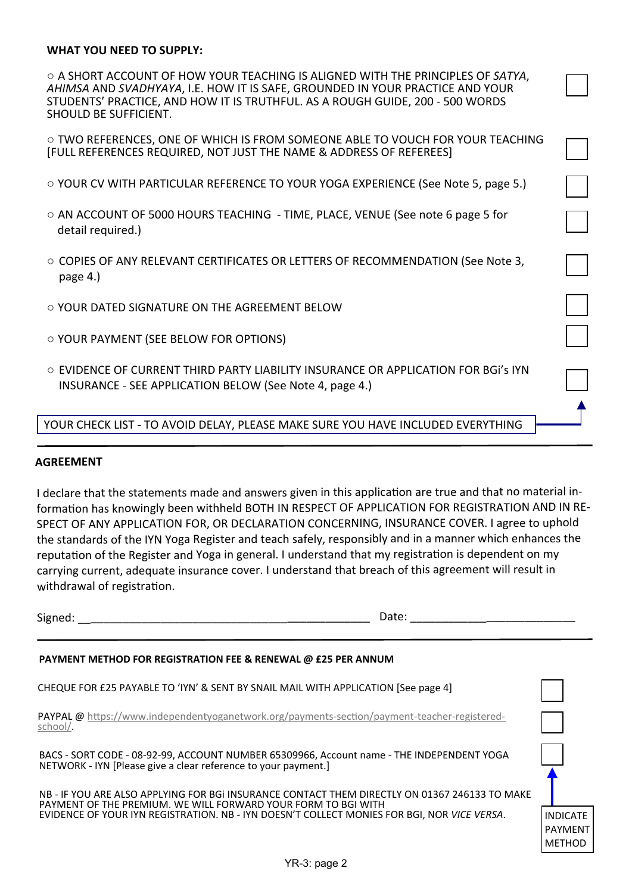**WHAT YOU NEED TO SUPPLY:**

- ○ A SHORT ACCOUNT OF HOW YOUR TEACHING IS ALIGNED WITH THE PRINCIPLES OF *SATYA*, *AHIMSA* AND *SVADHYAYA*, I.E. HOW IT IS SAFE, GROUNDED IN YOUR PRACTICE AND YOUR STUDENTS' PRACTICE, AND HOW IT IS TRUTHFUL. AS A ROUGH GUIDE, 200 - 500 WORDS SHOULD BE SUFFICIENT. ☐
- ○ TWO REFERENCES, ONE OF WHICH IS FROM SOMEONE ABLE TO VOUCH FOR YOUR TEACHING [FULL REFERENCES REQUIRED, NOT JUST THE NAME & ADDRESS OF REFEREES] ☐
- ○ YOUR CV WITH PARTICULAR REFERENCE TO YOUR YOGA EXPERIENCE (See Note 5, page 5.) ☐
- ○ AN ACCOUNT OF 5000 HOURS TEACHING - TIME, PLACE, VENUE (See note 6 page 5 for detail required.) ☐
- ○ COPIES OF ANY RELEVANT CERTIFICATES OR LETTERS OF RECOMMENDATION (See Note 3, page 4.) ☐
- ○ YOUR DATED SIGNATURE ON THE AGREEMENT BELOW ☐
- ○ YOUR PAYMENT (SEE BELOW FOR OPTIONS) ☐
- ○ EVIDENCE OF CURRENT THIRD PARTY LIABILITY INSURANCE OR APPLICATION FOR BGi's IYN INSURANCE - SEE APPLICATION BELOW (See Note 4, page 4.) ☐

YOUR CHECK LIST - TO AVOID DELAY, PLEASE MAKE SURE YOU HAVE INCLUDED EVERYTHING

---

**AGREEMENT**

I declare that the statements made and answers given in this application are true and that no material information has knowingly been withheld BOTH IN RESPECT OF APPLICATION FOR REGISTRATION AND IN RESPECT OF ANY APPLICATION FOR, OR DECLARATION CONCERNING, INSURANCE COVER. I agree to uphold the standards of the IYN Yoga Register and teach safely, responsibly and in a manner which enhances the reputation of the Register and Yoga in general. I understand that my registration is dependent on my carrying current, adequate insurance cover. I understand that breach of this agreement will result in withdrawal of registration.

Signed: ____________________________________________ Date: __________________________

---

**PAYMENT METHOD FOR REGISTRATION FEE & RENEWAL @ £25 PER ANNUM**

CHEQUE FOR £25 PAYABLE TO 'IYN' & SENT BY SNAIL MAIL WITH APPLICATION [See page 4] ☐

PAYPAL @ https://www.independentyoganetwork.org/payments-section/payment-teacher-registered-school/. ☐

BACS - SORT CODE - 08-92-99, ACCOUNT NUMBER 65309966, Account name - THE INDEPENDENT YOGA NETWORK - IYN [Please give a clear reference to your payment.] ☐

NB - IF YOU ARE ALSO APPLYING FOR BGi INSURANCE CONTACT THEM DIRECTLY ON 01367 246133 TO MAKE PAYMENT OF THE PREMIUM. WE WILL FORWARD YOUR FORM TO BGI WITH EVIDENCE OF YOUR IYN REGISTRATION. NB - IYN DOESN'T COLLECT MONIES FOR BGI, NOR *VICE VERSA*.

INDICATE PAYMENT METHOD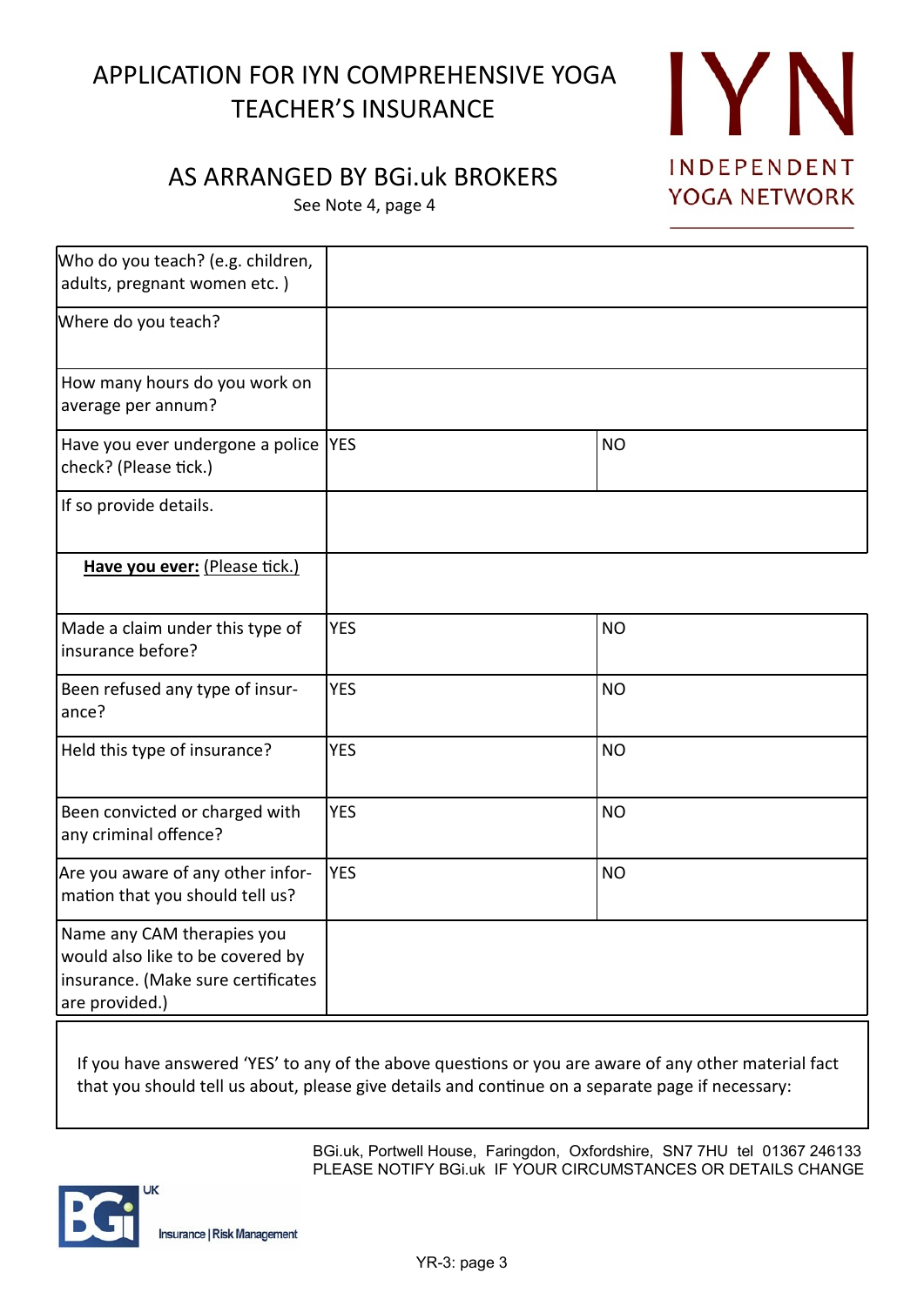# APPLICATION FOR IYN COMPREHENSIVE YOGA TEACHER'S INSURANCE

IYN
INDEPENDENT YOGA NETWORK

## AS ARRANGED BY BGi.uk BROKERS

See Note 4, page 4

| | | |
|---|---|---|
| Who do you teach? (e.g. children, adults, pregnant women etc. ) | | |
| Where do you teach? | | |
| How many hours do you work on average per annum? | | |
| Have you ever undergone a police check? (Please tick.) | YES | NO |
| If so provide details. | | |
| **Have you ever:** (Please tick.) | | |
| Made a claim under this type of insurance before? | YES | NO |
| Been refused any type of insurance? | YES | NO |
| Held this type of insurance? | YES | NO |
| Been convicted or charged with any criminal offence? | YES | NO |
| Are you aware of any other information that you should tell us? | YES | NO |
| Name any CAM therapies you would also like to be covered by insurance. (Make sure certificates are provided.) | | |

If you have answered 'YES' to any of the above questions or you are aware of any other material fact that you should tell us about, please give details and continue on a separate page if necessary:

BGi.uk, Portwell House, Faringdon, Oxfordshire, SN7 7HU tel 01367 246133
PLEASE NOTIFY BGi.uk IF YOUR CIRCUMSTANCES OR DETAILS CHANGE

BGi UK Insurance | Risk Management

YR-3: page 3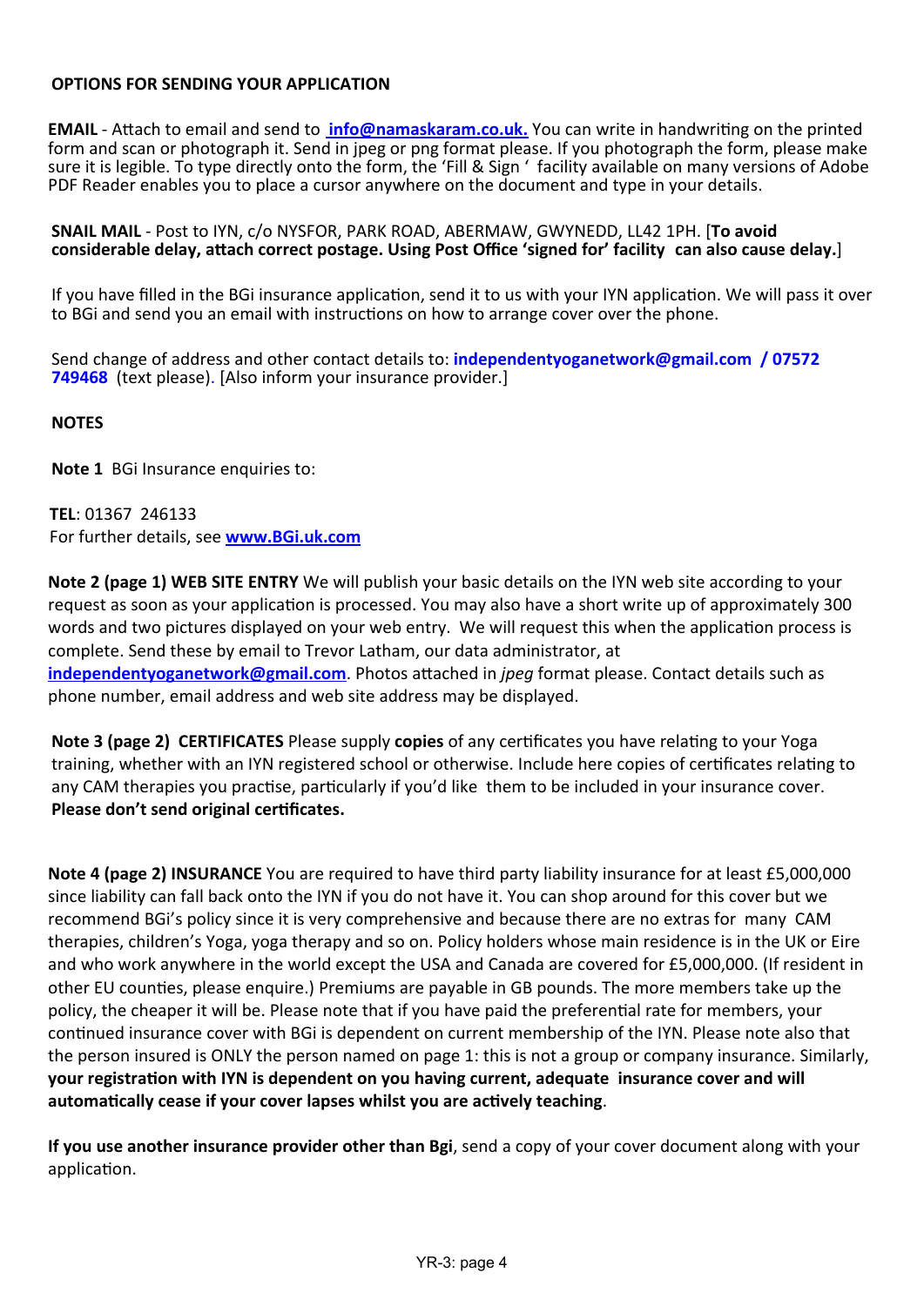**OPTIONS FOR SENDING YOUR APPLICATION**

**EMAIL** - Attach to email and send to **info@namaskaram.co.uk.** You can write in handwriting on the printed form and scan or photograph it. Send in jpeg or png format please. If you photograph the form, please make sure it is legible. To type directly onto the form, the 'Fill & Sign ' facility available on many versions of Adobe PDF Reader enables you to place a cursor anywhere on the document and type in your details.

**SNAIL MAIL** - Post to IYN, c/o NYSFOR, PARK ROAD, ABERMAW, GWYNEDD, LL42 1PH. [**To avoid considerable delay, attach correct postage. Using Post Office 'signed for' facility can also cause delay.**]

If you have filled in the BGi insurance application, send it to us with your IYN application. We will pass it over to BGi and send you an email with instructions on how to arrange cover over the phone.

Send change of address and other contact details to: **independentyoganetwork@gmail.com / 07572 749468** (text please). [Also inform your insurance provider.]

**NOTES**

**Note 1** BGi Insurance enquiries to:

**TEL**: 01367 246133
For further details, see **www.BGi.uk.com**

**Note 2 (page 1) WEB SITE ENTRY** We will publish your basic details on the IYN web site according to your request as soon as your application is processed. You may also have a short write up of approximately 300 words and two pictures displayed on your web entry. We will request this when the application process is complete. Send these by email to Trevor Latham, our data administrator, at **independentyoganetwork@gmail.com**. Photos attached in *jpeg* format please. Contact details such as phone number, email address and web site address may be displayed.

**Note 3 (page 2) CERTIFICATES** Please supply **copies** of any certificates you have relating to your Yoga training, whether with an IYN registered school or otherwise. Include here copies of certificates relating to any CAM therapies you practise, particularly if you'd like them to be included in your insurance cover. **Please don't send original certificates.**

**Note 4 (page 2) INSURANCE** You are required to have third party liability insurance for at least £5,000,000 since liability can fall back onto the IYN if you do not have it. You can shop around for this cover but we recommend BGi's policy since it is very comprehensive and because there are no extras for many CAM therapies, children's Yoga, yoga therapy and so on. Policy holders whose main residence is in the UK or Eire and who work anywhere in the world except the USA and Canada are covered for £5,000,000. (If resident in other EU counties, please enquire.) Premiums are payable in GB pounds. The more members take up the policy, the cheaper it will be. Please note that if you have paid the preferential rate for members, your continued insurance cover with BGi is dependent on current membership of the IYN. Please note also that the person insured is ONLY the person named on page 1: this is not a group or company insurance. Similarly, **your registration with IYN is dependent on you having current, adequate insurance cover and will automatically cease if your cover lapses whilst you are actively teaching**.

**If you use another insurance provider other than Bgi**, send a copy of your cover document along with your application.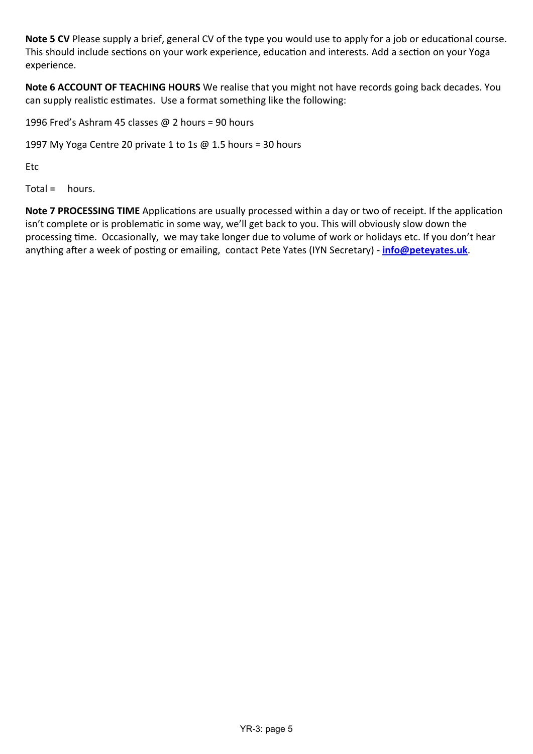**Note 5 CV** Please supply a brief, general CV of the type you would use to apply for a job or educational course. This should include sections on your work experience, education and interests. Add a section on your Yoga experience.

**Note 6 ACCOUNT OF TEACHING HOURS** We realise that you might not have records going back decades. You can supply realistic estimates. Use a format something like the following:

1996 Fred's Ashram 45 classes @ 2 hours = 90 hours

1997 My Yoga Centre 20 private 1 to 1s @ 1.5 hours = 30 hours

Etc

Total = hours.

**Note 7 PROCESSING TIME** Applications are usually processed within a day or two of receipt. If the application isn't complete or is problematic in some way, we'll get back to you. This will obviously slow down the processing time. Occasionally, we may take longer due to volume of work or holidays etc. If you don't hear anything after a week of posting or emailing, contact Pete Yates (IYN Secretary) - **info@peteyates.uk**.